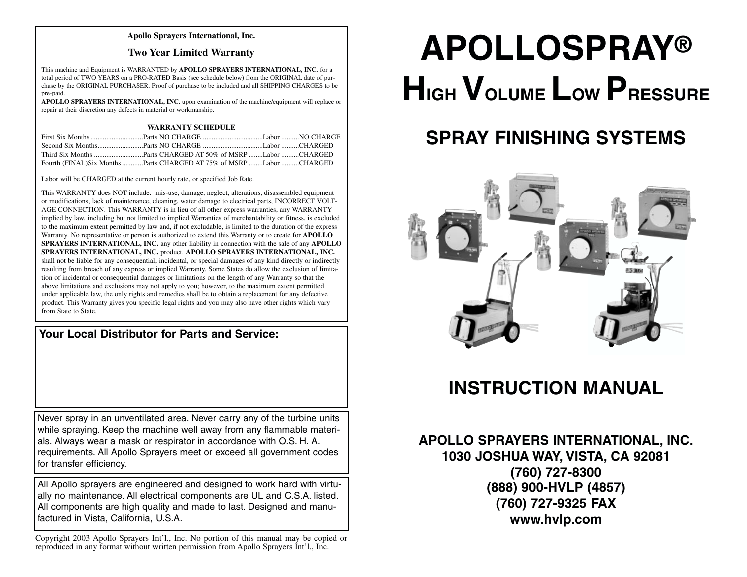**Apollo Sprayers International, Inc.**

## Two Year Limited Warranty

This machine and Equipment is WARRANTED by **APOLLO SPRAYERS INTERNATIONAL, INC.** for a total period of TWO YEARS on a PRO-RATED Basis (see schedule below) from the ORIGINAL date of purchase by the ORIGINAL PURCHASER. Proof of purchase to be included and all SHIPPING CHARGES to be pre-paid.

**APOLLO SPRAYERS INTERNATIONAL, INC.** upon examination of the machine/equipment will replace or repair at their discretion any defects in material or workmanship.

**WARRANTY SCHEDULE**

| Period | Parts | Labor |
|---|---|---|
| First Six Months | Parts NO CHARGE | Labor NO CHARGE |
| Second Six Months | Parts NO CHARGE | Labor CHARGED |
| Third Six Months | Parts CHARGED AT 50% of MSRP | Labor CHARGED |
| Fourth (FINAL)Six Months | Parts CHARGED AT 75% of MSRP | Labor CHARGED |

Labor will be CHARGED at the current hourly rate, or specified Job Rate.

This WARRANTY does NOT include: mis-use, damage, neglect, alterations, disassembled equipment or modifications, lack of maintenance, cleaning, water damage to electrical parts, INCORRECT VOLTAGE CONNECTION. This WARRANTY is in lieu of all other express warranties, any WARRANTY implied by law, including but not limited to implied Warranties of merchantability or fitness, is excluded to the maximum extent permitted by law and, if not excludable, is limited to the duration of the express Warranty. No representative or person is authorized to extend this Warranty or to create for **APOLLO SPRAYERS INTERNATIONAL, INC.** any other liability in connection with the sale of any **APOLLO SPRAYERS INTERNATIONAL, INC.** product. **APOLLO SPRAYERS INTERNATIONAL, INC.** shall not be liable for any consequential, incidental, or special damages of any kind directly or indirectly resulting from breach of any express or implied Warranty. Some States do allow the exclusion of limitation of incidental or consequential damages or limitations on the length of any Warranty so that the above limitations and exclusions may not apply to you; however, to the maximum extent permitted under applicable law, the only rights and remedies shall be to obtain a replacement for any defective product. This Warranty gives you specific legal rights and you may also have other rights which vary from State to State.

**Your Local Distributor for Parts and Service:**

Never spray in an unventilated area. Never carry any of the turbine units while spraying. Keep the machine well away from any flammable materials. Always wear a mask or respirator in accordance with O.S. H. A. requirements. All Apollo Sprayers meet or exceed all government codes for transfer efficiency.

All Apollo sprayers are engineered and designed to work hard with virtually no maintenance. All electrical components are UL and C.S.A. listed. All components are high quality and made to last. Designed and manufactured in Vista, California, U.S.A.

Copyright 2003 Apollo Sprayers Int'l., Inc. No portion of this manual may be copied or reproduced in any format without written permission from Apollo Sprayers Int'l., Inc.

# APOLLOSPRAY®

# HIGH VOLUME LOW PRESSURE

## SPRAY FINISHING SYSTEMS

## INSTRUCTION MANUAL

**APOLLO SPRAYERS INTERNATIONAL, INC.**
**1030 JOSHUA WAY, VISTA, CA 92081**
**(760) 727-8300**
**(888) 900-HVLP (4857)**
**(760) 727-9325 FAX**
**www.hvlp.com**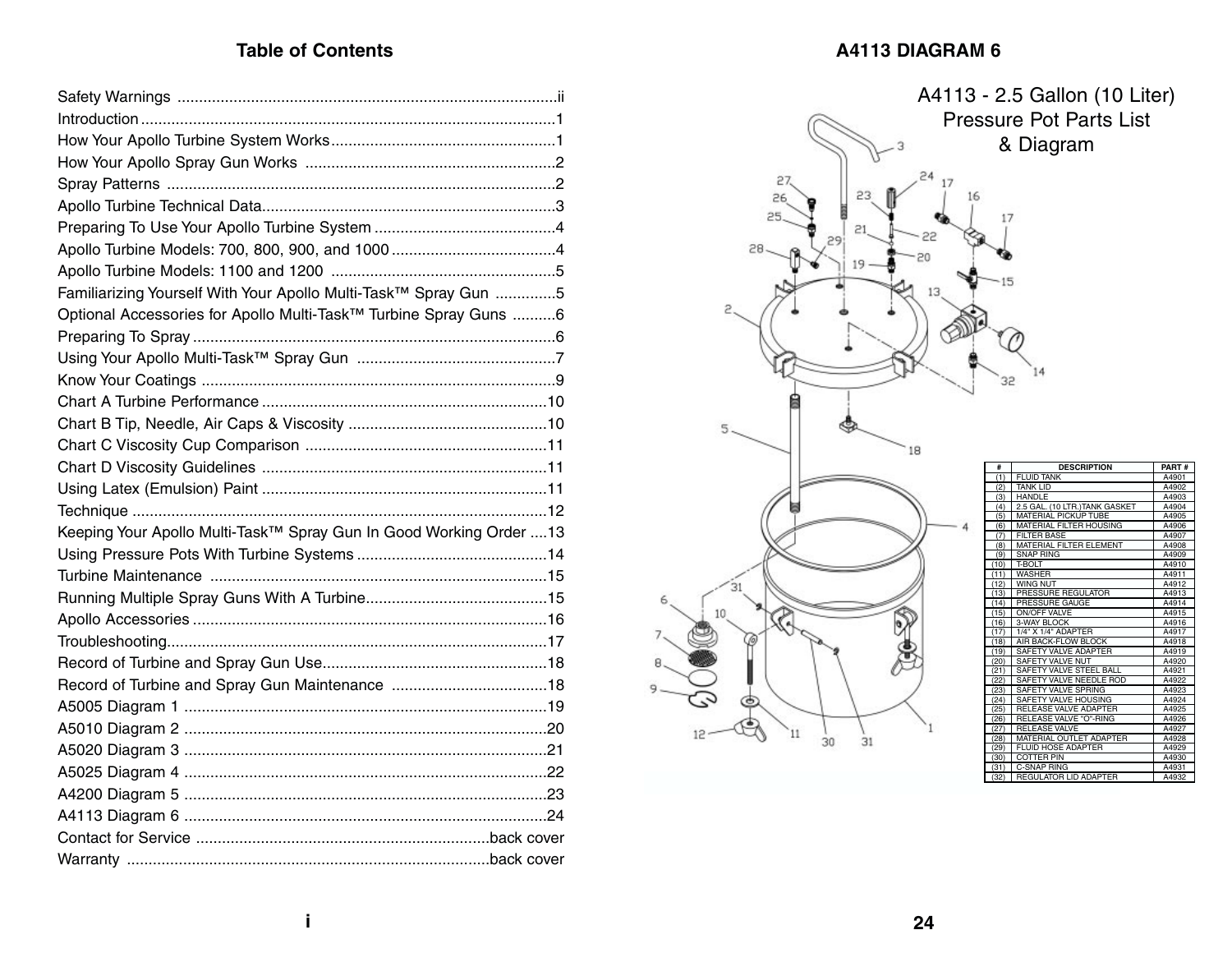## Table of Contents

Safety Warnings ....................................................................................ii
Introduction ..............................................................................................1
How Your Apollo Turbine System Works...................................................1
How Your Apollo Spray Gun Works .........................................................2
Spray Patterns .........................................................................................2
Apollo Turbine Technical Data...................................................................3
Preparing To Use Your Apollo Turbine System .........................................4
Apollo Turbine Models: 700, 800, 900, and 1000 .....................................4
Apollo Turbine Models: 1100 and 1200 ...................................................5
Familiarizing Yourself With Your Apollo Multi-Task™ Spray Gun .............5
Optional Accessories for Apollo Multi-Task™ Turbine Spray Guns ..........6
Preparing To Spray ...................................................................................6
Using Your Apollo Multi-Task™ Spray Gun .............................................7
Know Your Coatings .................................................................................9
Chart A Turbine Performance .................................................................10
Chart B Tip, Needle, Air Caps & Viscosity .............................................10
Chart C Viscosity Cup Comparison .......................................................11
Chart D Viscosity Guidelines .................................................................11
Using Latex (Emulsion) Paint .................................................................11
Technique ...............................................................................................12
Keeping Your Apollo Multi-Task™ Spray Gun In Good Working Order ....13
Using Pressure Pots With Turbine Systems ...........................................14
Turbine Maintenance .............................................................................15
Running Multiple Spray Guns With A Turbine.........................................15
Apollo Accessories .................................................................................16
Troubleshooting.......................................................................................17
Record of Turbine and Spray Gun Use...................................................18
Record of Turbine and Spray Gun Maintenance ....................................18
A5005 Diagram 1 ...................................................................................19
A5010 Diagram 2 ...................................................................................20
A5020 Diagram 3 ...................................................................................21
A5025 Diagram 4 ...................................................................................22
A4200 Diagram 5 ...................................................................................23
A4113 Diagram 6 ...................................................................................24
Contact for Service ..................................................................back cover
Warranty ..................................................................................back cover

## A4113 DIAGRAM 6

### A4113 - 2.5 Gallon (10 Liter) Pressure Pot Parts List & Diagram

| # | DESCRIPTION | PART # |
|---|---|---|
| (1) | FLUID TANK | A4901 |
| (2) | TANK LID | A4902 |
| (3) | HANDLE | A4903 |
| (4) | 2.5 GAL. (10 LTR.)TANK GASKET | A4904 |
| (5) | MATERIAL PICKUP TUBE | A4905 |
| (6) | MATERIAL FILTER HOUSING | A4906 |
| (7) | FILTER BASE | A4907 |
| (8) | MATERIAL FILTER ELEMENT | A4908 |
| (9) | SNAP RING | A4909 |
| (10) | T-BOLT | A4910 |
| (11) | WASHER | A4911 |
| (12) | WING NUT | A4912 |
| (13) | PRESSURE REGULATOR | A4913 |
| (14) | PRESSURE GAUGE | A4914 |
| (15) | ON/OFF VALVE | A4915 |
| (16) | 3-WAY BLOCK | A4916 |
| (17) | 1/4" X 1/4" ADAPTER | A4917 |
| (18) | AIR BACK-FLOW BLOCK | A4918 |
| (19) | SAFETY VALVE ADAPTER | A4919 |
| (20) | SAFETY VALVE NUT | A4920 |
| (21) | SAFETY VALVE STEEL BALL | A4921 |
| (22) | SAFETY VALVE NEEDLE ROD | A4922 |
| (23) | SAFETY VALVE SPRING | A4923 |
| (24) | SAFETY VALVE HOUSING | A4924 |
| (25) | RELEASE VALVE ADAPTER | A4925 |
| (26) | RELEASE VALVE "O"-RING | A4926 |
| (27) | RELEASE VALVE | A4927 |
| (28) | MATERIAL OUTLET ADAPTER | A4928 |
| (29) | FLUID HOSE ADAPTER | A4929 |
| (30) | COTTER PIN | A4930 |
| (31) | C-SNAP RING | A4931 |
| (32) | REGULATOR LID ADAPTER | A4932 |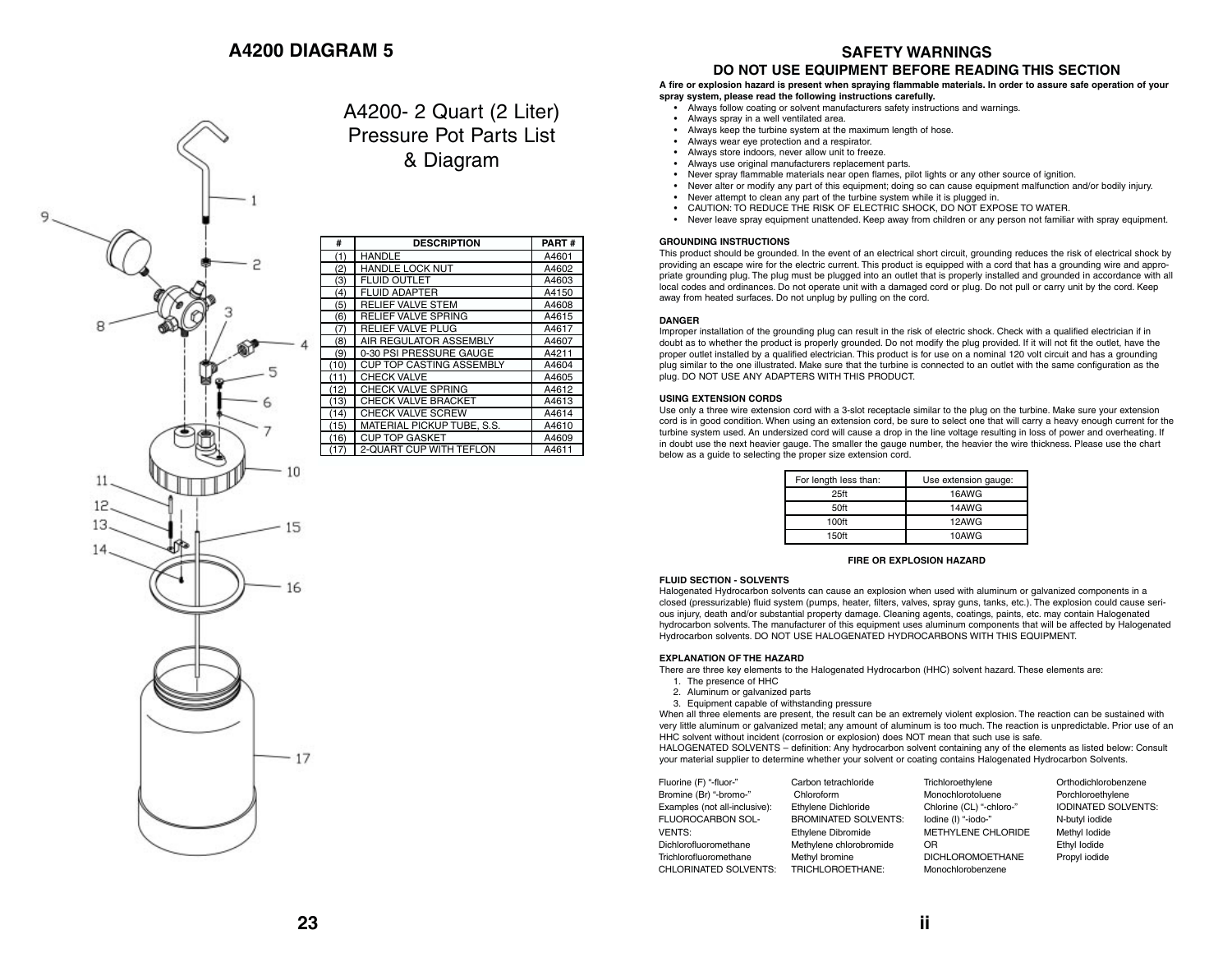# A4200 DIAGRAM 5

## A4200- 2 Quart (2 Liter) Pressure Pot Parts List & Diagram

| # | DESCRIPTION | PART # |
|---|---|---|
| (1) | HANDLE | A4601 |
| (2) | HANDLE LOCK NUT | A4602 |
| (3) | FLUID OUTLET | A4603 |
| (4) | FLUID ADAPTER | A4150 |
| (5) | RELIEF VALVE STEM | A4608 |
| (6) | RELIEF VALVE SPRING | A4615 |
| (7) | RELIEF VALVE PLUG | A4617 |
| (8) | AIR REGULATOR ASSEMBLY | A4607 |
| (9) | 0-30 PSI PRESSURE GAUGE | A4211 |
| (10) | CUP TOP CASTING ASSEMBLY | A4604 |
| (11) | CHECK VALVE | A4605 |
| (12) | CHECK VALVE SPRING | A4612 |
| (13) | CHECK VALVE BRACKET | A4613 |
| (14) | CHECK VALVE SCREW | A4614 |
| (15) | MATERIAL PICKUP TUBE, S.S. | A4610 |
| (16) | CUP TOP GASKET | A4609 |
| (17) | 2-QUART CUP WITH TEFLON | A4611 |

## SAFETY WARNINGS

### DO NOT USE EQUIPMENT BEFORE READING THIS SECTION

**A fire or explosion hazard is present when spraying flammable materials. In order to assure safe operation of your spray system, please read the following instructions carefully.**

- Always follow coating or solvent manufacturers safety instructions and warnings.
- Always spray in a well ventilated area.
- Always keep the turbine system at the maximum length of hose.
- Always wear eye protection and a respirator.
- Always store indoors, never allow unit to freeze.
- Always use original manufacturers replacement parts.
- Never spray flammable materials near open flames, pilot lights or any other source of ignition.
- Never alter or modify any part of this equipment; doing so can cause equipment malfunction and/or bodily injury.
- Never attempt to clean any part of the turbine system while it is plugged in.
- CAUTION: TO REDUCE THE RISK OF ELECTRIC SHOCK, DO NOT EXPOSE TO WATER.
- Never leave spray equipment unattended. Keep away from children or any person not familiar with spray equipment.

**GROUNDING INSTRUCTIONS**

This product should be grounded. In the event of an electrical short circuit, grounding reduces the risk of electrical shock by providing an escape wire for the electric current. This product is equipped with a cord that has a grounding wire and appropriate grounding plug. The plug must be plugged into an outlet that is properly installed and grounded in accordance with all local codes and ordinances. Do not operate unit with a damaged cord or plug. Do not pull or carry unit by the cord. Keep away from heated surfaces. Do not unplug by pulling on the cord.

**DANGER**

Improper installation of the grounding plug can result in the risk of electric shock. Check with a qualified electrician if in doubt as to whether the product is properly grounded. Do not modify the plug provided. If it will not fit the outlet, have the proper outlet installed by a qualified electrician. This product is for use on a nominal 120 volt circuit and has a grounding plug similar to the one illustrated. Make sure that the turbine is connected to an outlet with the same configuration as the plug. DO NOT USE ANY ADAPTERS WITH THIS PRODUCT.

**USING EXTENSION CORDS**

Use only a three wire extension cord with a 3-slot receptacle similar to the plug on the turbine. Make sure your extension cord is in good condition. When using an extension cord, be sure to select one that will carry a heavy enough current for the turbine system used. An undersized cord will cause a drop in the line voltage resulting in loss of power and overheating. If in doubt use the next heavier gauge. The smaller the gauge number, the heavier the wire thickness. Please use the chart below as a guide to selecting the proper size extension cord.

| For length less than: | Use extension gauge: |
|---|---|
| 25ft | 16AWG |
| 50ft | 14AWG |
| 100ft | 12AWG |
| 150ft | 10AWG |

**FIRE OR EXPLOSION HAZARD**

**FLUID SECTION - SOLVENTS**

Halogenated Hydrocarbon solvents can cause an explosion when used with aluminum or galvanized components in a closed (pressurizable) fluid system (pumps, heater, filters, valves, spray guns, tanks, etc.). The explosion could cause serious injury, death and/or substantial property damage. Cleaning agents, coatings, paints, etc. may contain Halogenated hydrocarbon solvents. The manufacturer of this equipment uses aluminum components that will be affected by Halogenated Hydrocarbon solvents. DO NOT USE HALOGENATED HYDROCARBONS WITH THIS EQUIPMENT.

**EXPLANATION OF THE HAZARD**

There are three key elements to the Halogenated Hydrocarbon (HHC) solvent hazard. These elements are:

1. The presence of HHC
2. Aluminum or galvanized parts
3. Equipment capable of withstanding pressure

When all three elements are present, the result can be an extremely violent explosion. The reaction can be sustained with very little aluminum or galvanized metal; any amount of aluminum is too much. The reaction is unpredictable. Prior use of an HHC solvent without incident (corrosion or explosion) does NOT mean that such use is safe.

HALOGENATED SOLVENTS – definition: Any hydrocarbon solvent containing any of the elements as listed below: Consult your material supplier to determine whether your solvent or coating contains Halogenated Hydrocarbon Solvents.

Fluorine (F) "-fluor-"
Bromine (Br) "-bromo-"
Examples (not all-inclusive):
FLUOROCARBON SOLVENTS:
Dichlorofluoromethane
Trichlorofluoromethane
CHLORINATED SOLVENTS:
Carbon tetrachloride
Chloroform
Ethylene Dichloride
BROMINATED SOLVENTS:
Ethylene Dibromide
Methylene chlorobromide
Methyl bromine
TRICHLOROETHANE:
Trichloroethylene
Monochlorotoluene
Chlorine (CL) "-chloro-"
Iodine (I) "-iodo-"
METHYLENE CHLORIDE
OR
DICHLOROMOETHANE
Monochlorobenzene
Orthodichlorobenzene
Porchloroethylene
IODINATED SOLVENTS:
N-butyl iodide
Methyl Iodide
Ethyl Iodide
Propyl iodide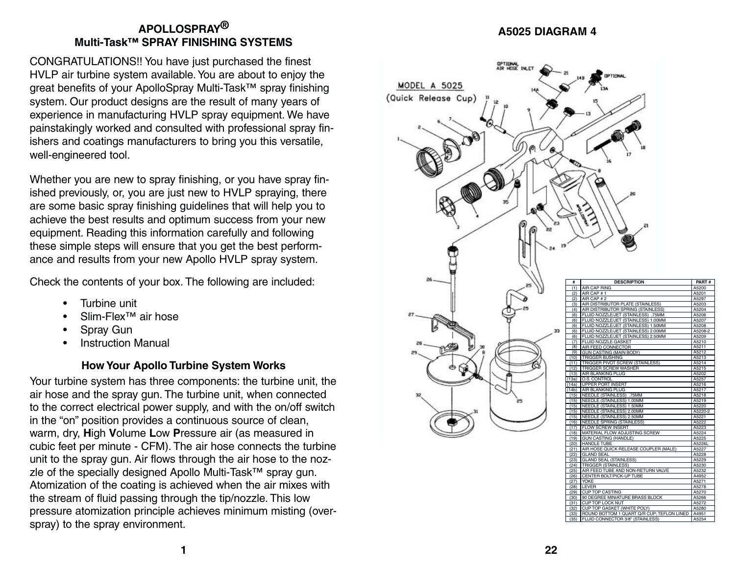## APOLLOSPRAY®
## Multi-Task™ SPRAY FINISHING SYSTEMS

CONGRATULATIONS!! You have just purchased the finest HVLP air turbine system available. You are about to enjoy the great benefits of your ApolloSpray Multi-Task™ spray finishing system. Our product designs are the result of many years of experience in manufacturing HVLP spray equipment. We have painstakingly worked and consulted with professional spray finishers and coatings manufacturers to bring you this versatile, well-engineered tool.

Whether you are new to spray finishing, or you have spray finished previously, or, you are just new to HVLP spraying, there are some basic spray finishing guidelines that will help you to achieve the best results and optimum success from your new equipment. Reading this information carefully and following these simple steps will ensure that you get the best performance and results from your new Apollo HVLP spray system.

Check the contents of your box. The following are included:

- Turbine unit
- Slim-Flex™ air hose
- Spray Gun
- Instruction Manual

### How Your Apollo Turbine System Works

Your turbine system has three components: the turbine unit, the air hose and the spray gun. The turbine unit, when connected to the correct electrical power supply, and with the on/off switch in the "on" position provides a continuous source of clean, warm, dry, **H**igh **V**olume **L**ow **P**ressure air (as measured in cubic feet per minute - CFM). The air hose connects the turbine unit to the spray gun. Air flows through the air hose to the nozzle of the specially designed Apollo Multi-Task™ spray gun. Atomization of the coating is achieved when the air mixes with the stream of fluid passing through the tip/nozzle. This low pressure atomization principle achieves minimum misting (overspray) to the spray environment.

## A5025 DIAGRAM 4

MODEL A 5025 (Quick Release Cup)

OPTIONAL AIR HOSE INLET

OPTIONAL

| # | DESCRIPTION | PART # |
|---|---|---|
| (1) | AIR CAP RING | A5200 |
| (2) | AIR CAP # 1 | A5201 |
| (2) | AIR CAP # 2 | A5297 |
| (3) | AIR DISTRIBUTOR PLATE (STAINLESS) | A5203 |
| (4) | AIR DISTRIBUTOR SPRING (STAINLESS) | A5204 |
| (6) | FLUID NOZZLE/JET (STAINLESS) .75MM | A5206 |
| (6) | FLUID NOZZLE/JET (STAINLESS) 1.00MM | A5207 |
| (6) | FLUID NOZZLE/JET (STAINLESS) 1.50MM | A5208 |
| (6) | FLUID NOZZLE/JET (STAINLESS) 2.00MM | A5208-2 |
| (6) | FLUID NOZZLE/JET (STAINLESS) 2.50MM | A5209 |
| (7) | FLUID NOZZLE GASKET | A5210 |
| (8) | AIR FEED CONNECTOR | A5211 |
| (9) | GUN CASTING (MAIN BODY) | A5212 |
| (10) | TRIGGER BUSHING | A5213 |
| (11) | TRIGGER PIVOT SCREW (STAINLESS) | A5214 |
| (12) | TRIGGER SCREW WASHER | A5215 |
| (13) | AIR BLANKING PLUG | A5202 |
| (13a) | O.S. CONTROL | A5257 |
| (14a) | UPPER PORT INSERT | A5216 |
| (14b) | AIR BLANKING PLUG | A5217 |
| (15) | NEEDLE (STAINLESS) .75MM | A5218 |
| (15) | NEEDLE (STAINLESS) 1.00MM | A5219 |
| (15) | NEEDLE (STAINLESS) 1.50MM | A5220 |
| (15) | NEEDLE (STAINLESS) 2.00MM | A5220-2 |
| (15) | NEEDLE (STAINLESS) 2.50MM | A5221 |
| (16) | NEEDLE SPRING (STAINLESS) | A5222 |
| (17) | FLOW SCREW INSERT | A5223 |
| (18) | MATERIAL FLOW ADJUSTING SCREW | A5224 |
| (19) | GUN CASTING (HANDLE) | A5225 |
| (20) | HANDLE TUBE | A5226L |
| (21) | AIR HOSE QUICK RELEASE COUPLER (MALE) | A5227 |
| (22) | GLAND SEAL | A5228 |
| (23) | GLAND SEAL (STAINLESS) | A5229 |
| (24) | TRIGGER (STAINLESS) | A5230 |
| (25) | AIR FEED TUBE AND NON-RETURN VALVE | A5232 |
| (26) | CENTER BOLT/PICK-UP TUBE | A4952 |
| (27) | YOKE | A5271 |
| (28) | LEVER | A5278 |
| (29) | CUP TOP CASTING | A5270 |
| (30) | 90 DEGREE MINIATURE BRASS BLOCK | A5266 |
| (31) | CUP TOP LOCK NUT | A5272 |
| (32) | CUP TOP GASKET (WHITE POLY) | A5280 |
| (33) | ROUND BOTTOM 1 QUART Q/R CUP; TEFLON LINED | A4951 |
| (35) | FLUID CONNECTOR 3/8" (STAINLESS) | A5254 |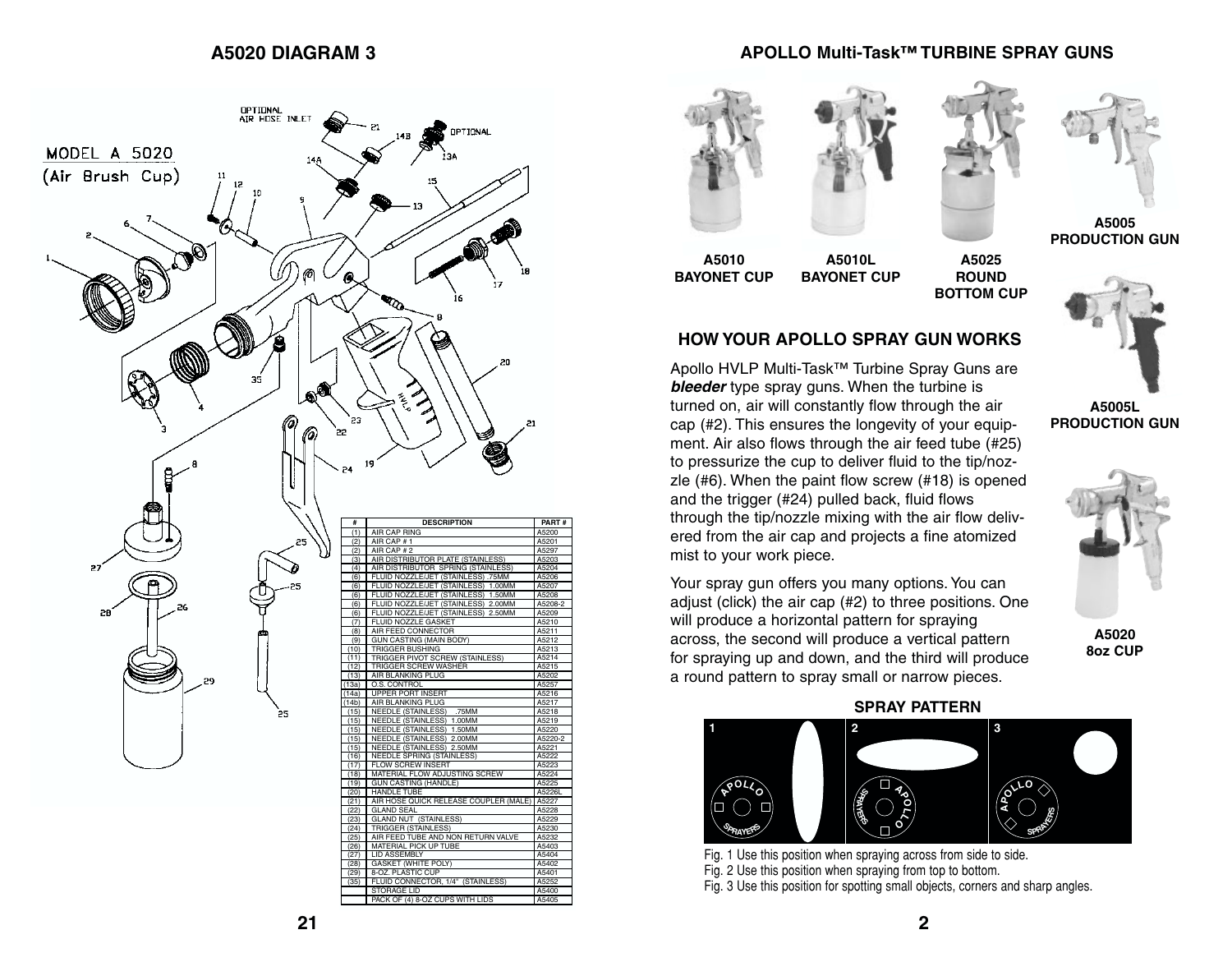# A5020 DIAGRAM 3

MODEL A 5020
(Air Brush Cup)

OPTIONAL AIR HOSE INLET

OPTIONAL

| # | DESCRIPTION | PART # |
|---|---|---|
| (1) | AIR CAP RING | A5200 |
| (2) | AIR CAP # 1 | A5201 |
| (2) | AIR CAP # 2 | A5297 |
| (3) | AIR DISTRIBUTOR PLATE (STAINLESS) | A5203 |
| (4) | AIR DISTRIBUTOR SPRING (STAINLESS) | A5204 |
| (6) | FLUID NOZZLE/JET (STAINLESS) .75MM | A5206 |
| (6) | FLUID NOZZLE/JET (STAINLESS) 1.00MM | A5207 |
| (6) | FLUID NOZZLE/JET (STAINLESS) 1.50MM | A5208 |
| (6) | FLUID NOZZLE/JET (STAINLESS) 2.00MM | A5208-2 |
| (6) | FLUID NOZZLE/JET (STAINLESS) 2.50MM | A5209 |
| (7) | FLUID NOZZLE GASKET | A5210 |
| (8) | AIR FEED CONNECTOR | A5211 |
| (9) | GUN CASTING (MAIN BODY) | A5212 |
| (10) | TRIGGER BUSHING | A5213 |
| (11) | TRIGGER PIVOT SCREW (STAINLESS) | A5214 |
| (12) | TRIGGER SCREW WASHER | A5215 |
| (13) | AIR BLANKING PLUG | A5202 |
| (13a) | O.S. CONTROL | A5257 |
| (14a) | UPPER PORT INSERT | A5216 |
| (14b) | AIR BLANKING PLUG | A5217 |
| (15) | NEEDLE (STAINLESS) .75MM | A5218 |
| (15) | NEEDLE (STAINLESS) 1.00MM | A5219 |
| (15) | NEEDLE (STAINLESS) 1.50MM | A5220 |
| (15) | NEEDLE (STAINLESS) 2.00MM | A5220-2 |
| (15) | NEEDLE (STAINLESS) 2.50MM | A5221 |
| (16) | NEEDLE SPRING (STAINLESS) | A5222 |
| (17) | FLOW SCREW INSERT | A5223 |
| (18) | MATERIAL FLOW ADJUSTING SCREW | A5224 |
| (19) | GUN CASTING (HANDLE) | A5225 |
| (20) | HANDLE TUBE | A5226L |
| (21) | AIR HOSE QUICK RELEASE COUPLER (MALE) | A5227 |
| (22) | GLAND SEAL | A5228 |
| (23) | GLAND NUT (STAINLESS) | A5229 |
| (24) | TRIGGER (STAINLESS) | A5230 |
| (25) | AIR FEED TUBE AND NON RETURN VALVE | A5232 |
| (26) | MATERIAL PICK UP TUBE | A5403 |
| (27) | LID ASSEMBLY | A5404 |
| (28) | GASKET (WHITE POLY) | A5402 |
| (29) | 8-OZ. PLASTIC CUP | A5401 |
| (35) | FLUID CONNECTOR, 1/4" (STAINLESS) | A5252 |
| | STORAGE LID | A5400 |
| | PACK OF (4) 8-OZ CUPS WITH LIDS | A5405 |

# APOLLO Multi-Task™ TURBINE SPRAY GUNS

A5010 BAYONET CUP

A5010L BAYONET CUP

A5025 ROUND BOTTOM CUP

A5005 PRODUCTION GUN

A5005L PRODUCTION GUN

A5020 8oz CUP

## HOW YOUR APOLLO SPRAY GUN WORKS

Apollo HVLP Multi-Task™ Turbine Spray Guns are ***bleeder*** type spray guns. When the turbine is turned on, air will constantly flow through the air cap (#2). This ensures the longevity of your equipment. Air also flows through the air feed tube (#25) to pressurize the cup to deliver fluid to the tip/nozzle (#6). When the paint flow screw (#18) is opened and the trigger (#24) pulled back, fluid flows through the tip/nozzle mixing with the air flow delivered from the air cap and projects a fine atomized mist to your work piece.

Your spray gun offers you many options. You can adjust (click) the air cap (#2) to three positions. One will produce a horizontal pattern for spraying across, the second will produce a vertical pattern for spraying up and down, and the third will produce a round pattern to spray small or narrow pieces.

### SPRAY PATTERN

Fig. 1 Use this position when spraying across from side to side.
Fig. 2 Use this position when spraying from top to bottom.
Fig. 3 Use this position for spotting small objects, corners and sharp angles.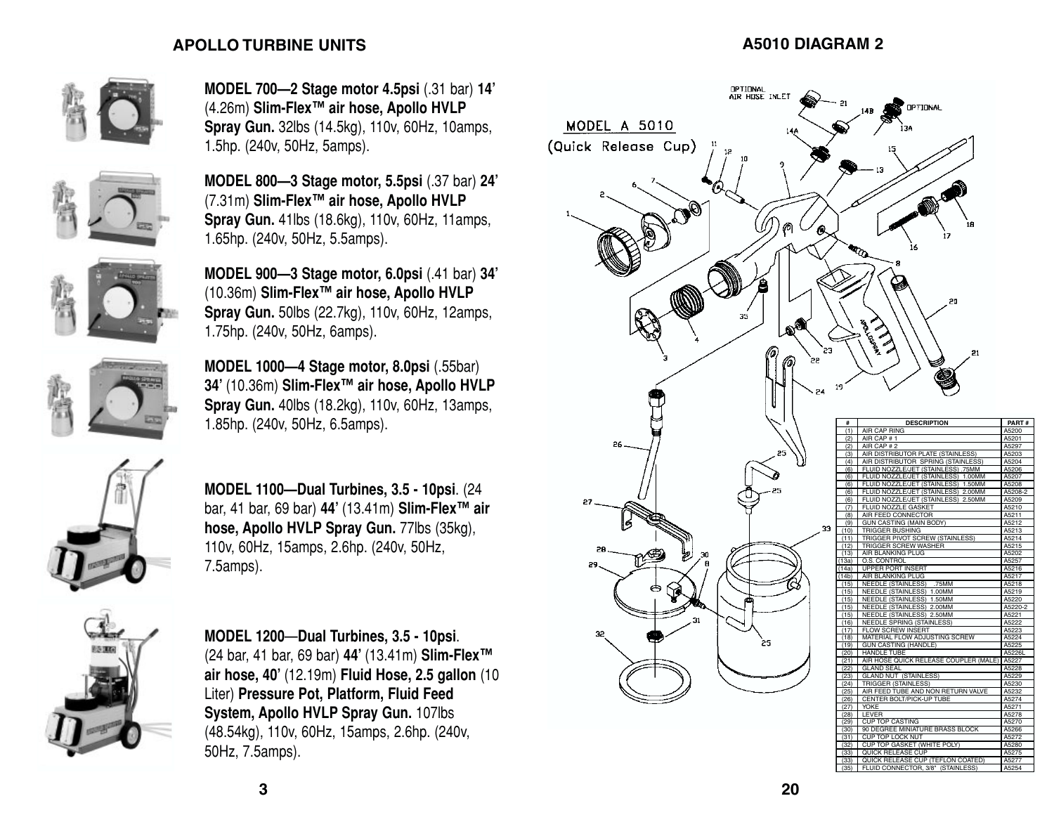## APOLLO TURBINE UNITS

**MODEL 700—2 Stage motor 4.5psi** (.31 bar) **14'** (4.26m) **Slim-Flex™ air hose, Apollo HVLP Spray Gun.** 32lbs (14.5kg), 110v, 60Hz, 10amps, 1.5hp. (240v, 50Hz, 5amps).

**MODEL 800—3 Stage motor, 5.5psi** (.37 bar) **24'** (7.31m) **Slim-Flex™ air hose, Apollo HVLP Spray Gun.** 41lbs (18.6kg), 110v, 60Hz, 11amps, 1.65hp. (240v, 50Hz, 5.5amps).

**MODEL 900—3 Stage motor, 6.0psi** (.41 bar) **34'** (10.36m) **Slim-Flex™ air hose, Apollo HVLP Spray Gun.** 50lbs (22.7kg), 110v, 60Hz, 12amps, 1.75hp. (240v, 50Hz, 6amps).

**MODEL 1000—4 Stage motor, 8.0psi** (.55bar) **34'** (10.36m) **Slim-Flex™ air hose, Apollo HVLP Spray Gun.** 40lbs (18.2kg), 110v, 60Hz, 13amps, 1.85hp. (240v, 50Hz, 6.5amps).

**MODEL 1100—Dual Turbines, 3.5 - 10psi**. (24 bar, 41 bar, 69 bar) **44'** (13.41m) **Slim-Flex™ air hose, Apollo HVLP Spray Gun.** 77lbs (35kg), 110v, 60Hz, 15amps, 2.6hp. (240v, 50Hz, 7.5amps).

**MODEL 1200**—**Dual Turbines, 3.5 - 10psi**. (24 bar, 41 bar, 69 bar) **44'** (13.41m) **Slim-Flex™ air hose, 40'** (12.19m) **Fluid Hose, 2.5 gallon** (10 Liter) **Pressure Pot, Platform, Fluid Feed System, Apollo HVLP Spray Gun.** 107lbs (48.54kg), 110v, 60Hz, 15amps, 2.6hp. (240v, 50Hz, 7.5amps).

## A5010 DIAGRAM 2

MODEL A 5010
(Quick Release Cup)

| # | DESCRIPTION | PART # |
|---|---|---|
| (1) | AIR CAP RING | A5200 |
| (2) | AIR CAP # 1 | A5201 |
| (2) | AIR CAP # 2 | A5297 |
| (3) | AIR DISTRIBUTOR PLATE (STAINLESS) | A5203 |
| (4) | AIR DISTRIBUTOR SPRING (STAINLESS) | A5204 |
| (6) | FLUID NOZZLE/JET (STAINLESS) .75MM | A5206 |
| (6) | FLUID NOZZLE/JET (STAINLESS) 1.00MM | A5207 |
| (6) | FLUID NOZZLE/JET (STAINLESS) 1.50MM | A5208 |
| (6) | FLUID NOZZLE/JET (STAINLESS) 2.00MM | A5208-2 |
| (6) | FLUID NOZZLE/JET (STAINLESS) 2.50MM | A5209 |
| (7) | FLUID NOZZLE GASKET | A5210 |
| (8) | AIR FEED CONNECTOR | A5211 |
| (9) | GUN CASTING (MAIN BODY) | A5212 |
| (10) | TRIGGER BUSHING | A5213 |
| (11) | TRIGGER PIVOT SCREW (STAINLESS) | A5214 |
| (12) | TRIGGER SCREW WASHER | A5215 |
| (13) | AIR BLANKING PLUG | A5202 |
| (13a) | O.S. CONTROL | A5257 |
| (14a) | UPPER PORT INSERT | A5216 |
| (14b) | AIR BLANKING PLUG | A5217 |
| (15) | NEEDLE (STAINLESS) .75MM | A5218 |
| (15) | NEEDLE (STAINLESS) 1.00MM | A5219 |
| (15) | NEEDLE (STAINLESS) 1.50MM | A5220 |
| (15) | NEEDLE (STAINLESS) 2.00MM | A5220-2 |
| (15) | NEEDLE (STAINLESS) 2.50MM | A5221 |
| (16) | NEEDLE SPRING (STAINLESS) | A5222 |
| (17) | FLOW SCREW INSERT | A5223 |
| (18) | MATERIAL FLOW ADJUSTING SCREW | A5224 |
| (19) | GUN CASTING (HANDLE) | A5225 |
| (20) | HANDLE TUBE | A5226L |
| (21) | AIR HOSE QUICK RELEASE COUPLER (MALE) | A5227 |
| (22) | GLAND SEAL | A5228 |
| (23) | GLAND NUT (STAINLESS) | A5229 |
| (24) | TRIGGER (STAINLESS) | A5230 |
| (25) | AIR FEED TUBE AND NON RETURN VALVE | A5232 |
| (26) | CENTER BOLT/PICK-UP TUBE | A5274 |
| (27) | YOKE | A5271 |
| (28) | LEVER | A5278 |
| (29) | CUP TOP CASTING | A5270 |
| (30) | 90 DEGREE MINIATURE BRASS BLOCK | A5266 |
| (31) | CUP TOP LOCK NUT | A5272 |
| (32) | CUP TOP GASKET (WHITE POLY) | A5280 |
| (33) | QUICK RELEASE CUP | A5275 |
| (33) | QUICK RELEASE CUP (TEFLON COATED) | A5277 |
| (35) | FLUID CONNECTOR, 3/8" (STAINLESS) | A5254 |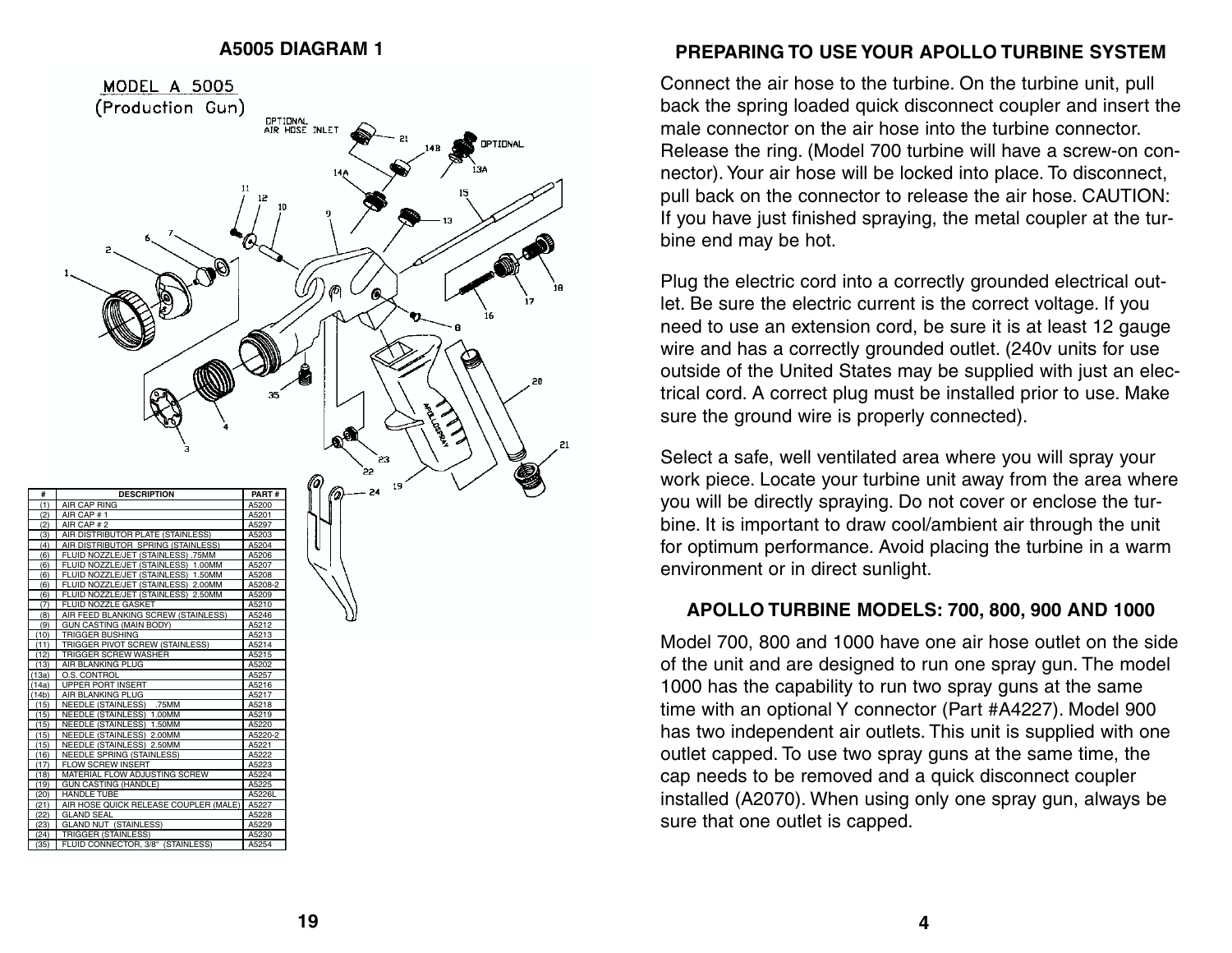## A5005 DIAGRAM 1

MODEL A 5005
(Production Gun)

| # | DESCRIPTION | PART # |
|---|---|---|
| (1) | AIR CAP RING | A5200 |
| (2) | AIR CAP # 1 | A5201 |
| (2) | AIR CAP # 2 | A5297 |
| (3) | AIR DISTRIBUTOR PLATE (STAINLESS) | A5203 |
| (4) | AIR DISTRIBUTOR SPRING (STAINLESS) | A5204 |
| (6) | FLUID NOZZLE/JET (STAINLESS) .75MM | A5206 |
| (6) | FLUID NOZZLE/JET (STAINLESS) 1.00MM | A5207 |
| (6) | FLUID NOZZLE/JET (STAINLESS) 1.50MM | A5208 |
| (6) | FLUID NOZZLE/JET (STAINLESS) 2.00MM | A5208-2 |
| (6) | FLUID NOZZLE/JET (STAINLESS) 2.50MM | A5209 |
| (7) | FLUID NOZZLE GASKET | A5210 |
| (8) | AIR FEED BLANKING SCREW (STAINLESS) | A5246 |
| (9) | GUN CASTING (MAIN BODY) | A5212 |
| (10) | TRIGGER BUSHING | A5213 |
| (11) | TRIGGER PIVOT SCREW (STAINLESS) | A5214 |
| (12) | TRIGGER SCREW WASHER | A5215 |
| (13) | AIR BLANKING PLUG | A5202 |
| (13a) | O.S. CONTROL | A5257 |
| (14a) | UPPER PORT INSERT | A5216 |
| (14b) | AIR BLANKING PLUG | A5217 |
| (15) | NEEDLE (STAINLESS) .75MM | A5218 |
| (15) | NEEDLE (STAINLESS) 1.00MM | A5219 |
| (15) | NEEDLE (STAINLESS) 1.50MM | A5220 |
| (15) | NEEDLE (STAINLESS) 2.00MM | A5220-2 |
| (15) | NEEDLE (STAINLESS) 2.50MM | A5221 |
| (16) | NEEDLE SPRING (STAINLESS) | A5222 |
| (17) | FLOW SCREW INSERT | A5223 |
| (18) | MATERIAL FLOW ADJUSTING SCREW | A5224 |
| (19) | GUN CASTING (HANDLE) | A5225 |
| (20) | HANDLE TUBE | A5226L |
| (21) | AIR HOSE QUICK RELEASE COUPLER (MALE) | A5227 |
| (22) | GLAND SEAL | A5228 |
| (23) | GLAND NUT (STAINLESS) | A5229 |
| (24) | TRIGGER (STAINLESS) | A5230 |
| (35) | FLUID CONNECTOR, 3/8" (STAINLESS) | A5254 |

## PREPARING TO USE YOUR APOLLO TURBINE SYSTEM

Connect the air hose to the turbine. On the turbine unit, pull back the spring loaded quick disconnect coupler and insert the male connector on the air hose into the turbine connector. Release the ring. (Model 700 turbine will have a screw-on connector). Your air hose will be locked into place. To disconnect, pull back on the connector to release the air hose. CAUTION: If you have just finished spraying, the metal coupler at the turbine end may be hot.

Plug the electric cord into a correctly grounded electrical outlet. Be sure the electric current is the correct voltage. If you need to use an extension cord, be sure it is at least 12 gauge wire and has a correctly grounded outlet. (240v units for use outside of the United States may be supplied with just an electrical cord. A correct plug must be installed prior to use. Make sure the ground wire is properly connected).

Select a safe, well ventilated area where you will spray your work piece. Locate your turbine unit away from the area where you will be directly spraying. Do not cover or enclose the turbine. It is important to draw cool/ambient air through the unit for optimum performance. Avoid placing the turbine in a warm environment or in direct sunlight.

## APOLLO TURBINE MODELS: 700, 800, 900 AND 1000

Model 700, 800 and 1000 have one air hose outlet on the side of the unit and are designed to run one spray gun. The model 1000 has the capability to run two spray guns at the same time with an optional Y connector (Part #A4227). Model 900 has two independent air outlets. This unit is supplied with one outlet capped. To use two spray guns at the same time, the cap needs to be removed and a quick disconnect coupler installed (A2070). When using only one spray gun, always be sure that one outlet is capped.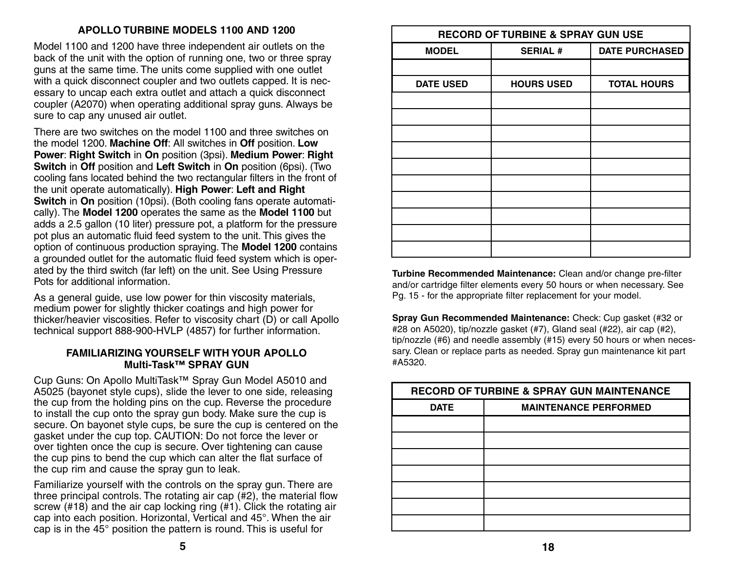## APOLLO TURBINE MODELS 1100 AND 1200

Model 1100 and 1200 have three independent air outlets on the back of the unit with the option of running one, two or three spray guns at the same time. The units come supplied with one outlet with a quick disconnect coupler and two outlets capped. It is necessary to uncap each extra outlet and attach a quick disconnect coupler (A2070) when operating additional spray guns. Always be sure to cap any unused air outlet.

There are two switches on the model 1100 and three switches on the model 1200. **Machine Off**: All switches in **Off** position. **Low Power**: **Right Switch** in **On** position (3psi). **Medium Power**: **Right Switch** in **Off** position and **Left Switch** in **On** position (6psi). (Two cooling fans located behind the two rectangular filters in the front of the unit operate automatically). **High Power**: **Left and Right Switch** in **On** position (10psi). (Both cooling fans operate automatically). The **Model 1200** operates the same as the **Model 1100** but adds a 2.5 gallon (10 liter) pressure pot, a platform for the pressure pot plus an automatic fluid feed system to the unit. This gives the option of continuous production spraying. The **Model 1200** contains a grounded outlet for the automatic fluid feed system which is operated by the third switch (far left) on the unit. See Using Pressure Pots for additional information.

As a general guide, use low power for thin viscosity materials, medium power for slightly thicker coatings and high power for thicker/heavier viscosities. Refer to viscosity chart (D) or call Apollo technical support 888-900-HVLP (4857) for further information.

## FAMILIARIZING YOURSELF WITH YOUR APOLLO Multi-Task™ SPRAY GUN

Cup Guns: On Apollo MultiTask™ Spray Gun Model A5010 and A5025 (bayonet style cups), slide the lever to one side, releasing the cup from the holding pins on the cup. Reverse the procedure to install the cup onto the spray gun body. Make sure the cup is secure. On bayonet style cups, be sure the cup is centered on the gasket under the cup top. CAUTION: Do not force the lever or over tighten once the cup is secure. Over tightening can cause the cup pins to bend the cup which can alter the flat surface of the cup rim and cause the spray gun to leak.

Familiarize yourself with the controls on the spray gun. There are three principal controls. The rotating air cap (#2), the material flow screw (#18) and the air cap locking ring (#1). Click the rotating air cap into each position. Horizontal, Vertical and 45°. When the air cap is in the 45° position the pattern is round. This is useful for

| RECORD OF TURBINE & SPRAY GUN USE | | |
|---|---|---|
| **MODEL** | **SERIAL #** | **DATE PURCHASED** |
| | | |
| **DATE USED** | **HOURS USED** | **TOTAL HOURS** |
| | | |
| | | |
| | | |
| | | |
| | | |
| | | |
| | | |
| | | |
| | | |
| | | |

**Turbine Recommended Maintenance:** Clean and/or change pre-filter and/or cartridge filter elements every 50 hours or when necessary. See Pg. 15 - for the appropriate filter replacement for your model.

**Spray Gun Recommended Maintenance:** Check: Cup gasket (#32 or #28 on A5020), tip/nozzle gasket (#7), Gland seal (#22), air cap (#2), tip/nozzle (#6) and needle assembly (#15) every 50 hours or when necessary. Clean or replace parts as needed. Spray gun maintenance kit part #A5320.

| RECORD OF TURBINE & SPRAY GUN MAINTENANCE | |
|---|---|
| **DATE** | **MAINTENANCE PERFORMED** |
| | |
| | |
| | |
| | |
| | |
| | |
| | |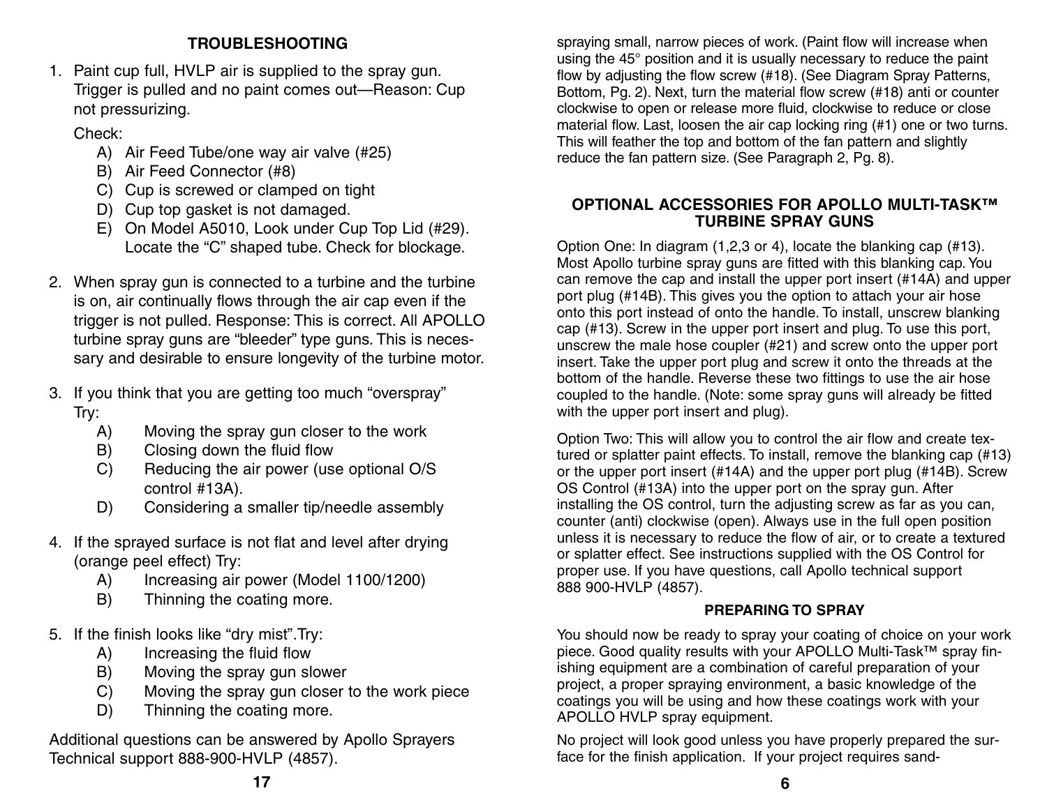## TROUBLESHOOTING

1. Paint cup full, HVLP air is supplied to the spray gun. Trigger is pulled and no paint comes out—Reason: Cup not pressurizing.

   Check:
   - A) Air Feed Tube/one way air valve (#25)
   - B) Air Feed Connector (#8)
   - C) Cup is screwed or clamped on tight
   - D) Cup top gasket is not damaged.
   - E) On Model A5010, Look under Cup Top Lid (#29). Locate the "C" shaped tube. Check for blockage.

2. When spray gun is connected to a turbine and the turbine is on, air continually flows through the air cap even if the trigger is not pulled. Response: This is correct. All APOLLO turbine spray guns are "bleeder" type guns. This is necessary and desirable to ensure longevity of the turbine motor.

3. If you think that you are getting too much "overspray" Try:
   - A) Moving the spray gun closer to the work
   - B) Closing down the fluid flow
   - C) Reducing the air power (use optional O/S control #13A).
   - D) Considering a smaller tip/needle assembly

4. If the sprayed surface is not flat and level after drying (orange peel effect) Try:
   - A) Increasing air power (Model 1100/1200)
   - B) Thinning the coating more.

5. If the finish looks like "dry mist". Try:
   - A) Increasing the fluid flow
   - B) Moving the spray gun slower
   - C) Moving the spray gun closer to the work piece
   - D) Thinning the coating more.

Additional questions can be answered by Apollo Sprayers Technical support 888-900-HVLP (4857).

spraying small, narrow pieces of work. (Paint flow will increase when using the 45° position and it is usually necessary to reduce the paint flow by adjusting the flow screw (#18). (See Diagram Spray Patterns, Bottom, Pg. 2). Next, turn the material flow screw (#18) anti or counter clockwise to open or release more fluid, clockwise to reduce or close material flow. Last, loosen the air cap locking ring (#1) one or two turns. This will feather the top and bottom of the fan pattern and slightly reduce the fan pattern size. (See Paragraph 2, Pg. 8).

## OPTIONAL ACCESSORIES FOR APOLLO MULTI-TASK™ TURBINE SPRAY GUNS

Option One: In diagram (1,2,3 or 4), locate the blanking cap (#13). Most Apollo turbine spray guns are fitted with this blanking cap. You can remove the cap and install the upper port insert (#14A) and upper port plug (#14B). This gives you the option to attach your air hose onto this port instead of onto the handle. To install, unscrew blanking cap (#13). Screw in the upper port insert and plug. To use this port, unscrew the male hose coupler (#21) and screw onto the upper port insert. Take the upper port plug and screw it onto the threads at the bottom of the handle. Reverse these two fittings to use the air hose coupled to the handle. (Note: some spray guns will already be fitted with the upper port insert and plug).

Option Two: This will allow you to control the air flow and create textured or splatter paint effects. To install, remove the blanking cap (#13) or the upper port insert (#14A) and the upper port plug (#14B). Screw OS Control (#13A) into the upper port on the spray gun. After installing the OS control, turn the adjusting screw as far as you can, counter (anti) clockwise (open). Always use in the full open position unless it is necessary to reduce the flow of air, or to create a textured or splatter effect. See instructions supplied with the OS Control for proper use. If you have questions, call Apollo technical support 888 900-HVLP (4857).

## PREPARING TO SPRAY

You should now be ready to spray your coating of choice on your work piece. Good quality results with your APOLLO Multi-Task™ spray finishing equipment are a combination of careful preparation of your project, a proper spraying environment, a basic knowledge of the coatings you will be using and how these coatings work with your APOLLO HVLP spray equipment.

No project will look good unless you have properly prepared the surface for the finish application. If your project requires sand-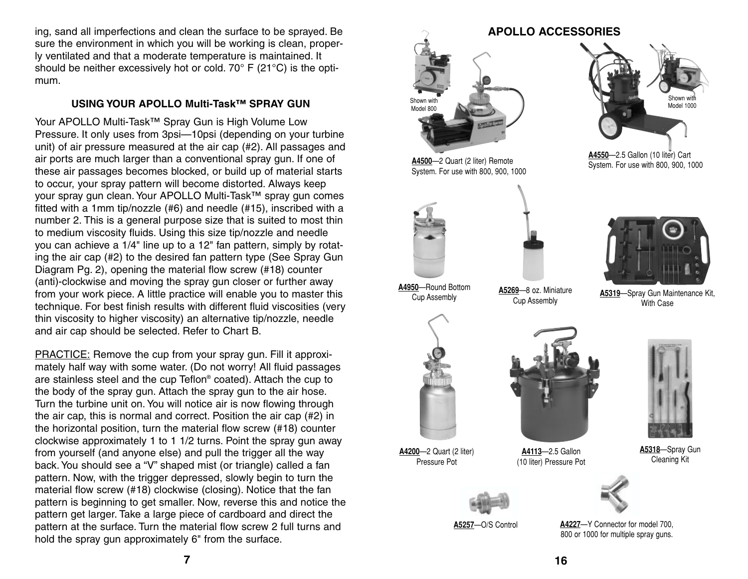ing, sand all imperfections and clean the surface to be sprayed. Be sure the environment in which you will be working is clean, properly ventilated and that a moderate temperature is maintained. It should be neither excessively hot or cold. 70° F (21°C) is the optimum.

### USING YOUR APOLLO Multi-Task™ SPRAY GUN

Your APOLLO Multi-Task™ Spray Gun is High Volume Low Pressure. It only uses from 3psi—10psi (depending on your turbine unit) of air pressure measured at the air cap (#2). All passages and air ports are much larger than a conventional spray gun. If one of these air passages becomes blocked, or build up of material starts to occur, your spray pattern will become distorted. Always keep your spray gun clean. Your APOLLO Multi-Task™ spray gun comes fitted with a 1mm tip/nozzle (#6) and needle (#15), inscribed with a number 2. This is a general purpose size that is suited to most thin to medium viscosity fluids. Using this size tip/nozzle and needle you can achieve a 1/4" line up to a 12" fan pattern, simply by rotating the air cap (#2) to the desired fan pattern type (See Spray Gun Diagram Pg. 2), opening the material flow screw (#18) counter (anti)-clockwise and moving the spray gun closer or further away from your work piece. A little practice will enable you to master this technique. For best finish results with different fluid viscosities (very thin viscosity to higher viscosity) an alternative tip/nozzle, needle and air cap should be selected. Refer to Chart B.

PRACTICE: Remove the cup from your spray gun. Fill it approximately half way with some water. (Do not worry! All fluid passages are stainless steel and the cup Teflon® coated). Attach the cup to the body of the spray gun. Attach the spray gun to the air hose. Turn the turbine unit on. You will notice air is now flowing through the air cap, this is normal and correct. Position the air cap (#2) in the horizontal position, turn the material flow screw (#18) counter clockwise approximately 1 to 1 1/2 turns. Point the spray gun away from yourself (and anyone else) and pull the trigger all the way back. You should see a "V" shaped mist (or triangle) called a fan pattern. Now, with the trigger depressed, slowly begin to turn the material flow screw (#18) clockwise (closing). Notice that the fan pattern is beginning to get smaller. Now, reverse this and notice the pattern get larger. Take a large piece of cardboard and direct the pattern at the surface. Turn the material flow screw 2 full turns and hold the spray gun approximately 6" from the surface.

## APOLLO ACCESSORIES

Shown with Model 800

**A4500**—2 Quart (2 liter) Remote System. For use with 800, 900, 1000

Shown with Model 1000

**A4550**—2.5 Gallon (10 liter) Cart System. For use with 800, 900, 1000

**A4950**—Round Bottom Cup Assembly

**A5269**—8 oz. Miniature Cup Assembly

**A5319**—Spray Gun Maintenance Kit, With Case

**A4200**—2 Quart (2 liter) Pressure Pot

**A4113**—2.5 Gallon (10 liter) Pressure Pot

**A5318**—Spray Gun Cleaning Kit

**A5257**—O/S Control

**A4227**—Y Connector for model 700, 800 or 1000 for multiple spray guns.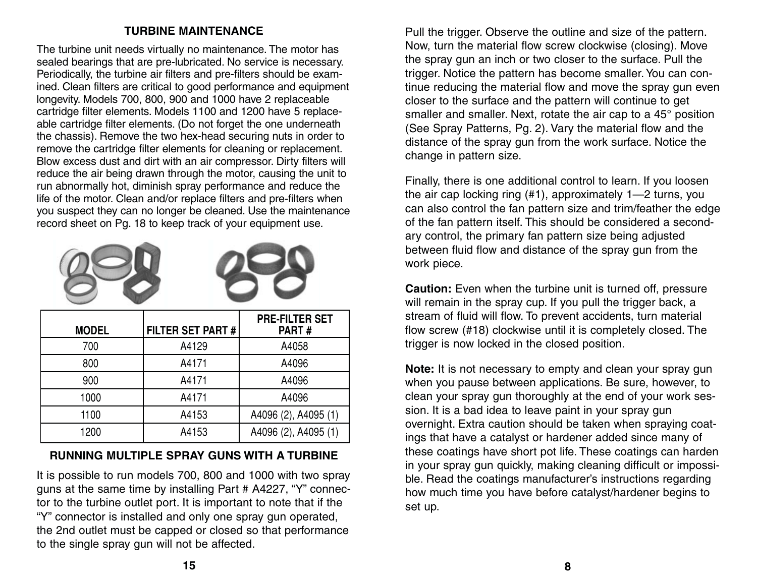## TURBINE MAINTENANCE

The turbine unit needs virtually no maintenance. The motor has sealed bearings that are pre-lubricated. No service is necessary. Periodically, the turbine air filters and pre-filters should be examined. Clean filters are critical to good performance and equipment longevity. Models 700, 800, 900 and 1000 have 2 replaceable cartridge filter elements. Models 1100 and 1200 have 5 replaceable cartridge filter elements. (Do not forget the one underneath the chassis). Remove the two hex-head securing nuts in order to remove the cartridge filter elements for cleaning or replacement. Blow excess dust and dirt with an air compressor. Dirty filters will reduce the air being drawn through the motor, causing the unit to run abnormally hot, diminish spray performance and reduce the life of the motor. Clean and/or replace filters and pre-filters when you suspect they can no longer be cleaned. Use the maintenance record sheet on Pg. 18 to keep track of your equipment use.

| MODEL | FILTER SET PART # | PRE-FILTER SET PART # |
|---|---|---|
| 700 | A4129 | A4058 |
| 800 | A4171 | A4096 |
| 900 | A4171 | A4096 |
| 1000 | A4171 | A4096 |
| 1100 | A4153 | A4096 (2), A4095 (1) |
| 1200 | A4153 | A4096 (2), A4095 (1) |

## RUNNING MULTIPLE SPRAY GUNS WITH A TURBINE

It is possible to run models 700, 800 and 1000 with two spray guns at the same time by installing Part # A4227, "Y" connector to the turbine outlet port. It is important to note that if the "Y" connector is installed and only one spray gun operated, the 2nd outlet must be capped or closed so that performance to the single spray gun will not be affected.

Pull the trigger. Observe the outline and size of the pattern. Now, turn the material flow screw clockwise (closing). Move the spray gun an inch or two closer to the surface. Pull the trigger. Notice the pattern has become smaller. You can continue reducing the material flow and move the spray gun even closer to the surface and the pattern will continue to get smaller and smaller. Next, rotate the air cap to a 45° position (See Spray Patterns, Pg. 2). Vary the material flow and the distance of the spray gun from the work surface. Notice the change in pattern size.

Finally, there is one additional control to learn. If you loosen the air cap locking ring (#1), approximately 1—2 turns, you can also control the fan pattern size and trim/feather the edge of the fan pattern itself. This should be considered a secondary control, the primary fan pattern size being adjusted between fluid flow and distance of the spray gun from the work piece.

**Caution:** Even when the turbine unit is turned off, pressure will remain in the spray cup. If you pull the trigger back, a stream of fluid will flow. To prevent accidents, turn material flow screw (#18) clockwise until it is completely closed. The trigger is now locked in the closed position.

**Note:** It is not necessary to empty and clean your spray gun when you pause between applications. Be sure, however, to clean your spray gun thoroughly at the end of your work session. It is a bad idea to leave paint in your spray gun overnight. Extra caution should be taken when spraying coatings that have a catalyst or hardener added since many of these coatings have short pot life. These coatings can harden in your spray gun quickly, making cleaning difficult or impossible. Read the coatings manufacturer's instructions regarding how much time you have before catalyst/hardener begins to set up.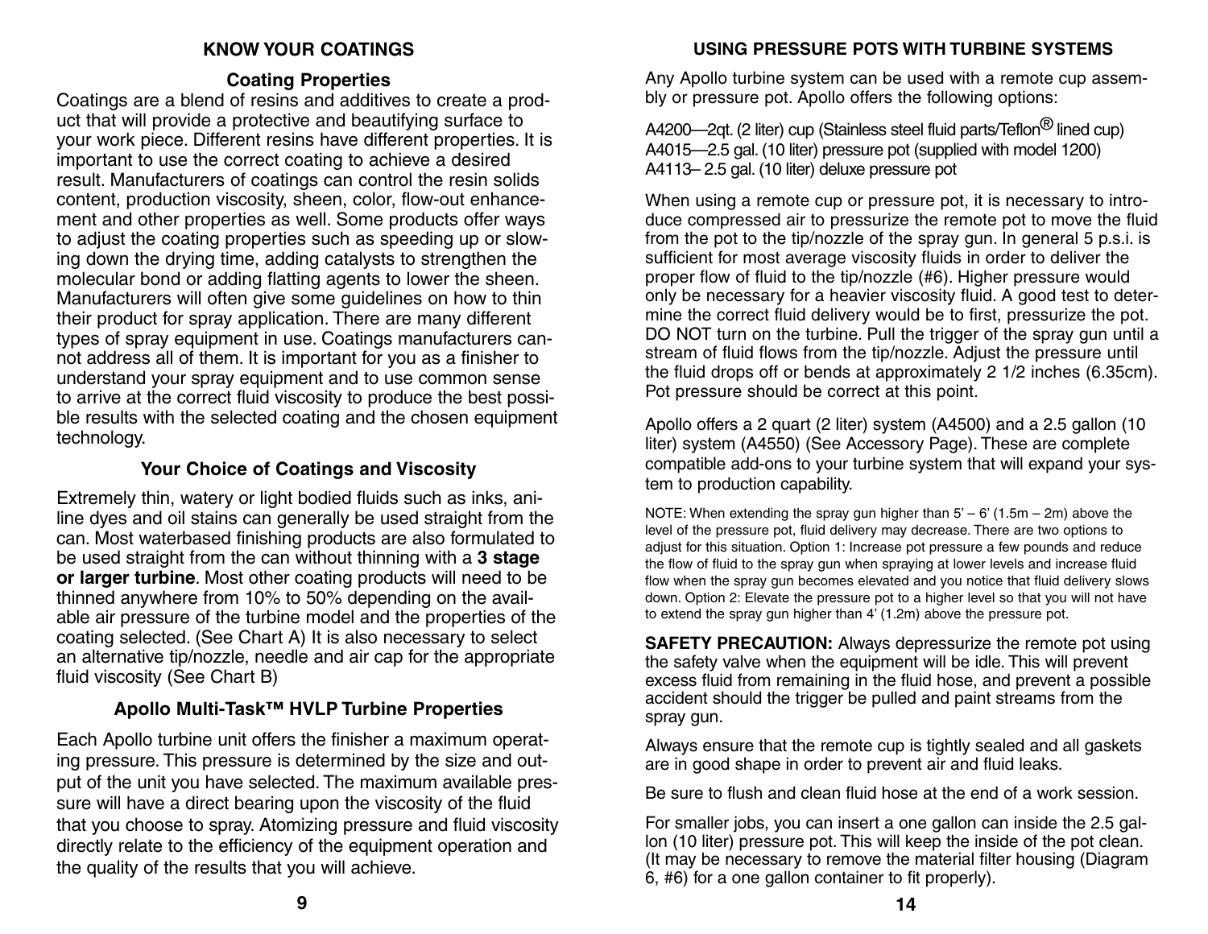## KNOW YOUR COATINGS

### Coating Properties

Coatings are a blend of resins and additives to create a product that will provide a protective and beautifying surface to your work piece. Different resins have different properties. It is important to use the correct coating to achieve a desired result. Manufacturers of coatings can control the resin solids content, production viscosity, sheen, color, flow-out enhancement and other properties as well. Some products offer ways to adjust the coating properties such as speeding up or slowing down the drying time, adding catalysts to strengthen the molecular bond or adding flatting agents to lower the sheen. Manufacturers will often give some guidelines on how to thin their product for spray application. There are many different types of spray equipment in use. Coatings manufacturers cannot address all of them. It is important for you as a finisher to understand your spray equipment and to use common sense to arrive at the correct fluid viscosity to produce the best possible results with the selected coating and the chosen equipment technology.

### Your Choice of Coatings and Viscosity

Extremely thin, watery or light bodied fluids such as inks, aniline dyes and oil stains can generally be used straight from the can. Most waterbased finishing products are also formulated to be used straight from the can without thinning with a **3 stage or larger turbine**. Most other coating products will need to be thinned anywhere from 10% to 50% depending on the available air pressure of the turbine model and the properties of the coating selected. (See Chart A) It is also necessary to select an alternative tip/nozzle, needle and air cap for the appropriate fluid viscosity (See Chart B)

### Apollo Multi-Task™ HVLP Turbine Properties

Each Apollo turbine unit offers the finisher a maximum operating pressure. This pressure is determined by the size and output of the unit you have selected. The maximum available pressure will have a direct bearing upon the viscosity of the fluid that you choose to spray. Atomizing pressure and fluid viscosity directly relate to the efficiency of the equipment operation and the quality of the results that you will achieve.

## USING PRESSURE POTS WITH TURBINE SYSTEMS

Any Apollo turbine system can be used with a remote cup assembly or pressure pot. Apollo offers the following options:

A4200—2qt. (2 liter) cup (Stainless steel fluid parts/Teflon® lined cup)
A4015—2.5 gal. (10 liter) pressure pot (supplied with model 1200)
A4113– 2.5 gal. (10 liter) deluxe pressure pot

When using a remote cup or pressure pot, it is necessary to introduce compressed air to pressurize the remote pot to move the fluid from the pot to the tip/nozzle of the spray gun. In general 5 p.s.i. is sufficient for most average viscosity fluids in order to deliver the proper flow of fluid to the tip/nozzle (#6). Higher pressure would only be necessary for a heavier viscosity fluid. A good test to determine the correct fluid delivery would be to first, pressurize the pot. DO NOT turn on the turbine. Pull the trigger of the spray gun until a stream of fluid flows from the tip/nozzle. Adjust the pressure until the fluid drops off or bends at approximately 2 1/2 inches (6.35cm). Pot pressure should be correct at this point.

Apollo offers a 2 quart (2 liter) system (A4500) and a 2.5 gallon (10 liter) system (A4550) (See Accessory Page). These are complete compatible add-ons to your turbine system that will expand your system to production capability.

NOTE: When extending the spray gun higher than 5' – 6' (1.5m – 2m) above the level of the pressure pot, fluid delivery may decrease. There are two options to adjust for this situation. Option 1: Increase pot pressure a few pounds and reduce the flow of fluid to the spray gun when spraying at lower levels and increase fluid flow when the spray gun becomes elevated and you notice that fluid delivery slows down. Option 2: Elevate the pressure pot to a higher level so that you will not have to extend the spray gun higher than 4' (1.2m) above the pressure pot.

**SAFETY PRECAUTION:** Always depressurize the remote pot using the safety valve when the equipment will be idle. This will prevent excess fluid from remaining in the fluid hose, and prevent a possible accident should the trigger be pulled and paint streams from the spray gun.

Always ensure that the remote cup is tightly sealed and all gaskets are in good shape in order to prevent air and fluid leaks.

Be sure to flush and clean fluid hose at the end of a work session.

For smaller jobs, you can insert a one gallon can inside the 2.5 gallon (10 liter) pressure pot. This will keep the inside of the pot clean. (It may be necessary to remove the material filter housing (Diagram 6, #6) for a one gallon container to fit properly).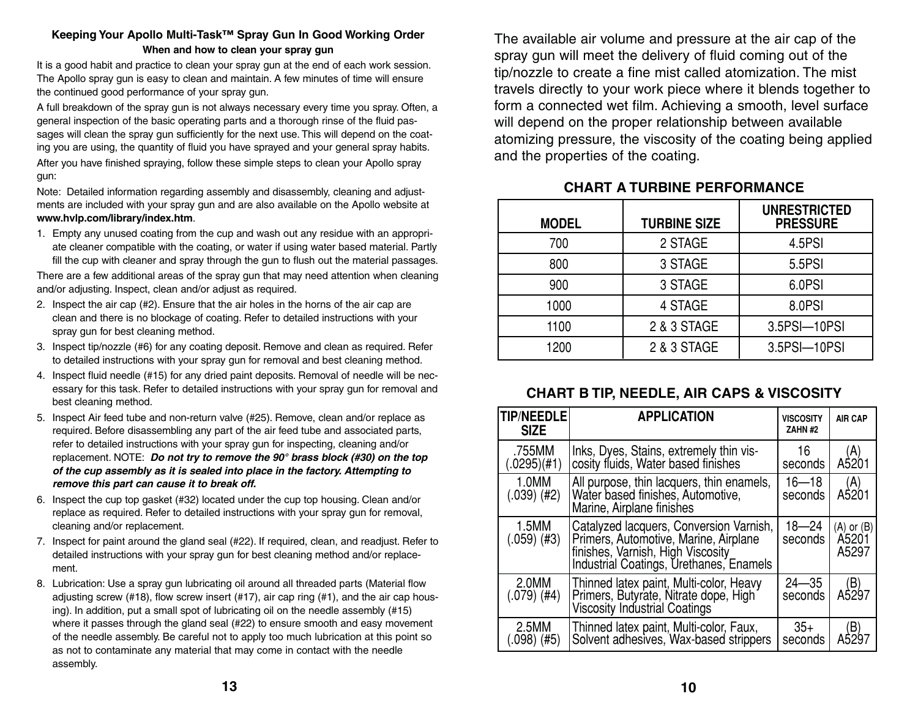## Keeping Your Apollo Multi-Task™ Spray Gun In Good Working Order

### When and how to clean your spray gun

It is a good habit and practice to clean your spray gun at the end of each work session. The Apollo spray gun is easy to clean and maintain. A few minutes of time will ensure the continued good performance of your spray gun.

A full breakdown of the spray gun is not always necessary every time you spray. Often, a general inspection of the basic operating parts and a thorough rinse of the fluid passages will clean the spray gun sufficiently for the next use. This will depend on the coating you are using, the quantity of fluid you have sprayed and your general spray habits.

After you have finished spraying, follow these simple steps to clean your Apollo spray gun:

Note: Detailed information regarding assembly and disassembly, cleaning and adjustments are included with your spray gun and are also available on the Apollo website at **www.hvlp.com/library/index.htm**.

1. Empty any unused coating from the cup and wash out any residue with an appropriate cleaner compatible with the coating, or water if using water based material. Partly fill the cup with cleaner and spray through the gun to flush out the material passages.

There are a few additional areas of the spray gun that may need attention when cleaning and/or adjusting. Inspect, clean and/or adjust as required.

2. Inspect the air cap (#2). Ensure that the air holes in the horns of the air cap are clean and there is no blockage of coating. Refer to detailed instructions with your spray gun for best cleaning method.
3. Inspect tip/nozzle (#6) for any coating deposit. Remove and clean as required. Refer to detailed instructions with your spray gun for removal and best cleaning method.
4. Inspect fluid needle (#15) for any dried paint deposits. Removal of needle will be necessary for this task. Refer to detailed instructions with your spray gun for removal and best cleaning method.
5. Inspect Air feed tube and non-return valve (#25). Remove, clean and/or replace as required. Before disassembling any part of the air feed tube and associated parts, refer to detailed instructions with your spray gun for inspecting, cleaning and/or replacement. NOTE: ***Do not try to remove the 90° brass block (#30) on the top of the cup assembly as it is sealed into place in the factory. Attempting to remove this part can cause it to break off.***
6. Inspect the cup top gasket (#32) located under the cup top housing. Clean and/or replace as required. Refer to detailed instructions with your spray gun for removal, cleaning and/or replacement.
7. Inspect for paint around the gland seal (#22). If required, clean, and readjust. Refer to detailed instructions with your spray gun for best cleaning method and/or replacement.
8. Lubrication: Use a spray gun lubricating oil around all threaded parts (Material flow adjusting screw (#18), flow screw insert (#17), air cap ring (#1), and the air cap housing). In addition, put a small spot of lubricating oil on the needle assembly (#15) where it passes through the gland seal (#22) to ensure smooth and easy movement of the needle assembly. Be careful not to apply too much lubrication at this point so as not to contaminate any material that may come in contact with the needle assembly.

The available air volume and pressure at the air cap of the spray gun will meet the delivery of fluid coming out of the tip/nozzle to create a fine mist called atomization. The mist travels directly to your work piece where it blends together to form a connected wet film. Achieving a smooth, level surface will depend on the proper relationship between available atomizing pressure, the viscosity of the coating being applied and the properties of the coating.

### CHART A TURBINE PERFORMANCE

| MODEL | TURBINE SIZE | UNRESTRICTED PRESSURE |
|---|---|---|
| 700 | 2 STAGE | 4.5PSI |
| 800 | 3 STAGE | 5.5PSI |
| 900 | 3 STAGE | 6.0PSI |
| 1000 | 4 STAGE | 8.0PSI |
| 1100 | 2 & 3 STAGE | 3.5PSI—10PSI |
| 1200 | 2 & 3 STAGE | 3.5PSI—10PSI |

### CHART B TIP, NEEDLE, AIR CAPS & VISCOSITY

| TIP/NEEDLE SIZE | APPLICATION | VISCOSITY ZAHN #2 | AIR CAP |
|---|---|---|---|
| .755MM (.0295)(#1) | Inks, Dyes, Stains, extremely thin viscosity fluids, Water based finishes | 16 seconds | (A) A5201 |
| 1.0MM (.039) (#2) | All purpose, thin lacquers, thin enamels, Water based finishes, Automotive, Marine, Airplane finishes | 16—18 seconds | (A) A5201 |
| 1.5MM (.059) (#3) | Catalyzed lacquers, Conversion Varnish, Primers, Automotive, Marine, Airplane finishes, Varnish, High Viscosity Industrial Coatings, Urethanes, Enamels | 18—24 seconds | (A) or (B) A5201 A5297 |
| 2.0MM (.079) (#4) | Thinned latex paint, Multi-color, Heavy Primers, Butyrate, Nitrate dope, High Viscosity Industrial Coatings | 24—35 seconds | (B) A5297 |
| 2.5MM (.098) (#5) | Thinned latex paint, Multi-color, Faux, Solvent adhesives, Wax-based strippers | 35+ seconds | (B) A5297 |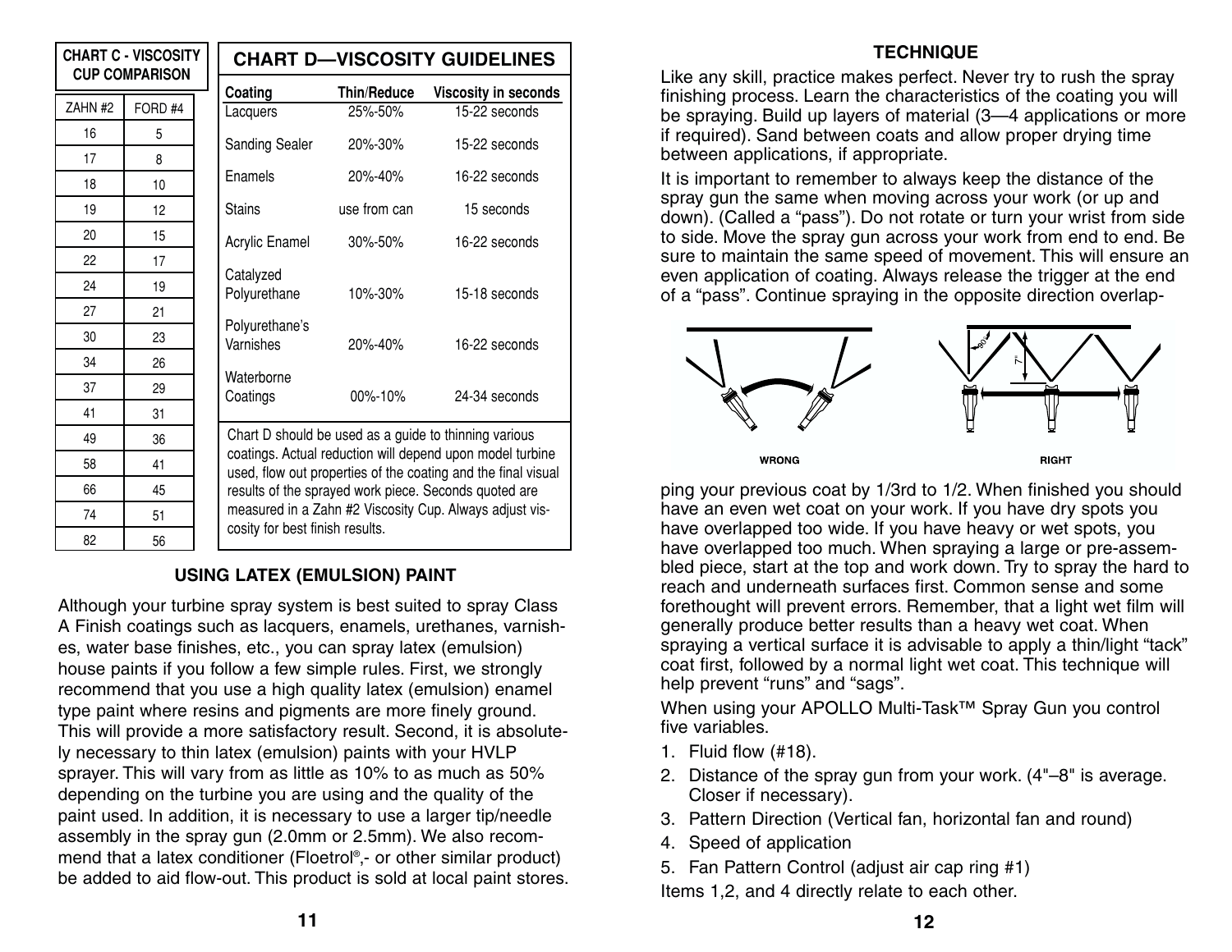**CHART C - VISCOSITY CUP COMPARISON**

| ZAHN #2 | FORD #4 |
|---|---|
| 16 | 5 |
| 17 | 8 |
| 18 | 10 |
| 19 | 12 |
| 20 | 15 |
| 22 | 17 |
| 24 | 19 |
| 27 | 21 |
| 30 | 23 |
| 34 | 26 |
| 37 | 29 |
| 41 | 31 |
| 49 | 36 |
| 58 | 41 |
| 66 | 45 |
| 74 | 51 |
| 82 | 56 |

**CHART D—VISCOSITY GUIDELINES**

| Coating | Thin/Reduce | Viscosity in seconds |
|---|---|---|
| Lacquers | 25%-50% | 15-22 seconds |
| Sanding Sealer | 20%-30% | 15-22 seconds |
| Enamels | 20%-40% | 16-22 seconds |
| Stains | use from can | 15 seconds |
| Acrylic Enamel | 30%-50% | 16-22 seconds |
| Catalyzed Polyurethane | 10%-30% | 15-18 seconds |
| Polyurethane's Varnishes | 20%-40% | 16-22 seconds |
| Waterborne Coatings | 00%-10% | 24-34 seconds |

Chart D should be used as a guide to thinning various coatings. Actual reduction will depend upon model turbine used, flow out properties of the coating and the final visual results of the sprayed work piece. Seconds quoted are measured in a Zahn #2 Viscosity Cup. Always adjust viscosity for best finish results.

## USING LATEX (EMULSION) PAINT

Although your turbine spray system is best suited to spray Class A Finish coatings such as lacquers, enamels, urethanes, varnishes, water base finishes, etc., you can spray latex (emulsion) house paints if you follow a few simple rules. First, we strongly recommend that you use a high quality latex (emulsion) enamel type paint where resins and pigments are more finely ground. This will provide a more satisfactory result. Second, it is absolutely necessary to thin latex (emulsion) paints with your HVLP sprayer. This will vary from as little as 10% to as much as 50% depending on the turbine you are using and the quality of the paint used. In addition, it is necessary to use a larger tip/needle assembly in the spray gun (2.0mm or 2.5mm). We also recommend that a latex conditioner (Floetrol®,- or other similar product) be added to aid flow-out. This product is sold at local paint stores.

## TECHNIQUE

Like any skill, practice makes perfect. Never try to rush the spray finishing process. Learn the characteristics of the coating you will be spraying. Build up layers of material (3—4 applications or more if required). Sand between coats and allow proper drying time between applications, if appropriate.

It is important to remember to always keep the distance of the spray gun the same when moving across your work (or up and down). (Called a "pass"). Do not rotate or turn your wrist from side to side. Move the spray gun across your work from end to end. Be sure to maintain the same speed of movement. This will ensure an even application of coating. Always release the trigger at the end of a "pass". Continue spraying in the opposite direction overlapping your previous coat by 1/3rd to 1/2. When finished you should have an even wet coat on your work. If you have dry spots you have overlapped too wide. If you have heavy or wet spots, you have overlapped too much. When spraying a large or pre-assembled piece, start at the top and work down. Try to spray the hard to reach and underneath surfaces first. Common sense and some forethought will prevent errors. Remember, that a light wet film will generally produce better results than a heavy wet coat. When spraying a vertical surface it is advisable to apply a thin/light "tack" coat first, followed by a normal light wet coat. This technique will help prevent "runs" and "sags".

WRONG

90° 7"

RIGHT

When using your APOLLO Multi-Task™ Spray Gun you control five variables.

1. Fluid flow (#18).
2. Distance of the spray gun from your work. (4"–8" is average. Closer if necessary).
3. Pattern Direction (Vertical fan, horizontal fan and round)
4. Speed of application
5. Fan Pattern Control (adjust air cap ring #1)

Items 1,2, and 4 directly relate to each other.